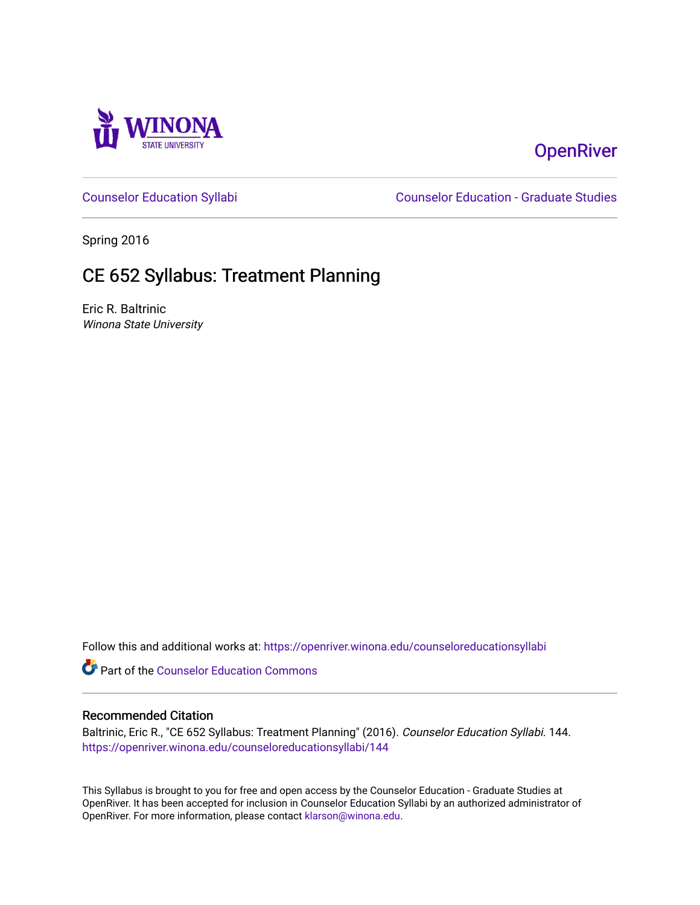WINONA STATE UNIVERSITY

OpenRiver

Counselor Education Syllabi

Counselor Education - Graduate Studies

Spring 2016

# CE 652 Syllabus: Treatment Planning

Eric R. Baltrinic

*Winona State University*

Follow this and additional works at: https://openriver.winona.edu/counseloreducationsyllabi

Part of the Counselor Education Commons

## Recommended Citation

Baltrinic, Eric R., "CE 652 Syllabus: Treatment Planning" (2016). *Counselor Education Syllabi*. 144.
https://openriver.winona.edu/counseloreducationsyllabi/144

This Syllabus is brought to you for free and open access by the Counselor Education - Graduate Studies at OpenRiver. It has been accepted for inclusion in Counselor Education Syllabi by an authorized administrator of OpenRiver. For more information, please contact klarson@winona.edu.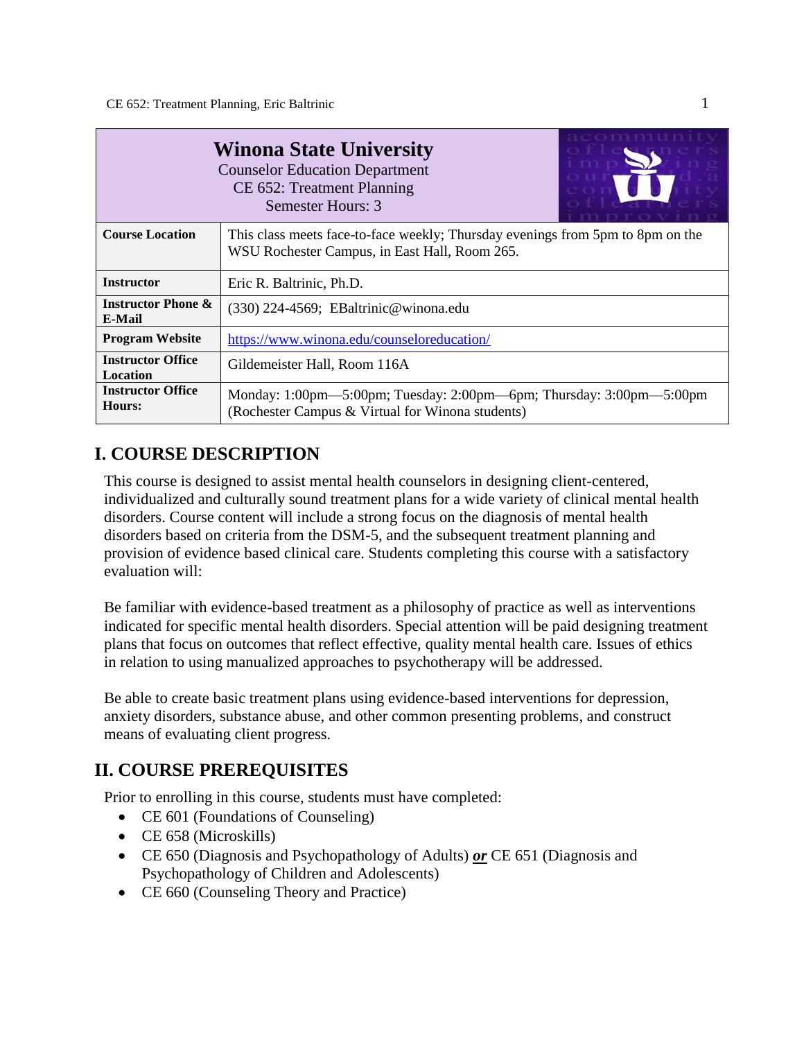| **Winona State University**<br>Counselor Education Department<br>CE 652: Treatment Planning<br>Semester Hours: 3 | |
|---|---|
| **Course Location** | This class meets face-to-face weekly; Thursday evenings from 5pm to 8pm on the WSU Rochester Campus, in East Hall, Room 265. |
| **Instructor** | Eric R. Baltrinic, Ph.D. |
| **Instructor Phone & E-Mail** | (330) 224-4569; EBaltrinic@winona.edu |
| **Program Website** | https://www.winona.edu/counseloreducation/ |
| **Instructor Office Location** | Gildemeister Hall, Room 116A |
| **Instructor Office Hours:** | Monday: 1:00pm—5:00pm; Tuesday: 2:00pm—6pm; Thursday: 3:00pm—5:00pm (Rochester Campus & Virtual for Winona students) |

## I. COURSE DESCRIPTION

This course is designed to assist mental health counselors in designing client-centered, individualized and culturally sound treatment plans for a wide variety of clinical mental health disorders. Course content will include a strong focus on the diagnosis of mental health disorders based on criteria from the DSM-5, and the subsequent treatment planning and provision of evidence based clinical care. Students completing this course with a satisfactory evaluation will:

Be familiar with evidence-based treatment as a philosophy of practice as well as interventions indicated for specific mental health disorders. Special attention will be paid designing treatment plans that focus on outcomes that reflect effective, quality mental health care. Issues of ethics in relation to using manualized approaches to psychotherapy will be addressed.

Be able to create basic treatment plans using evidence-based interventions for depression, anxiety disorders, substance abuse, and other common presenting problems, and construct means of evaluating client progress.

## II. COURSE PREREQUISITES

Prior to enrolling in this course, students must have completed:

- CE 601 (Foundations of Counseling)
- CE 658 (Microskills)
- CE 650 (Diagnosis and Psychopathology of Adults) ***or*** CE 651 (Diagnosis and Psychopathology of Children and Adolescents)
- CE 660 (Counseling Theory and Practice)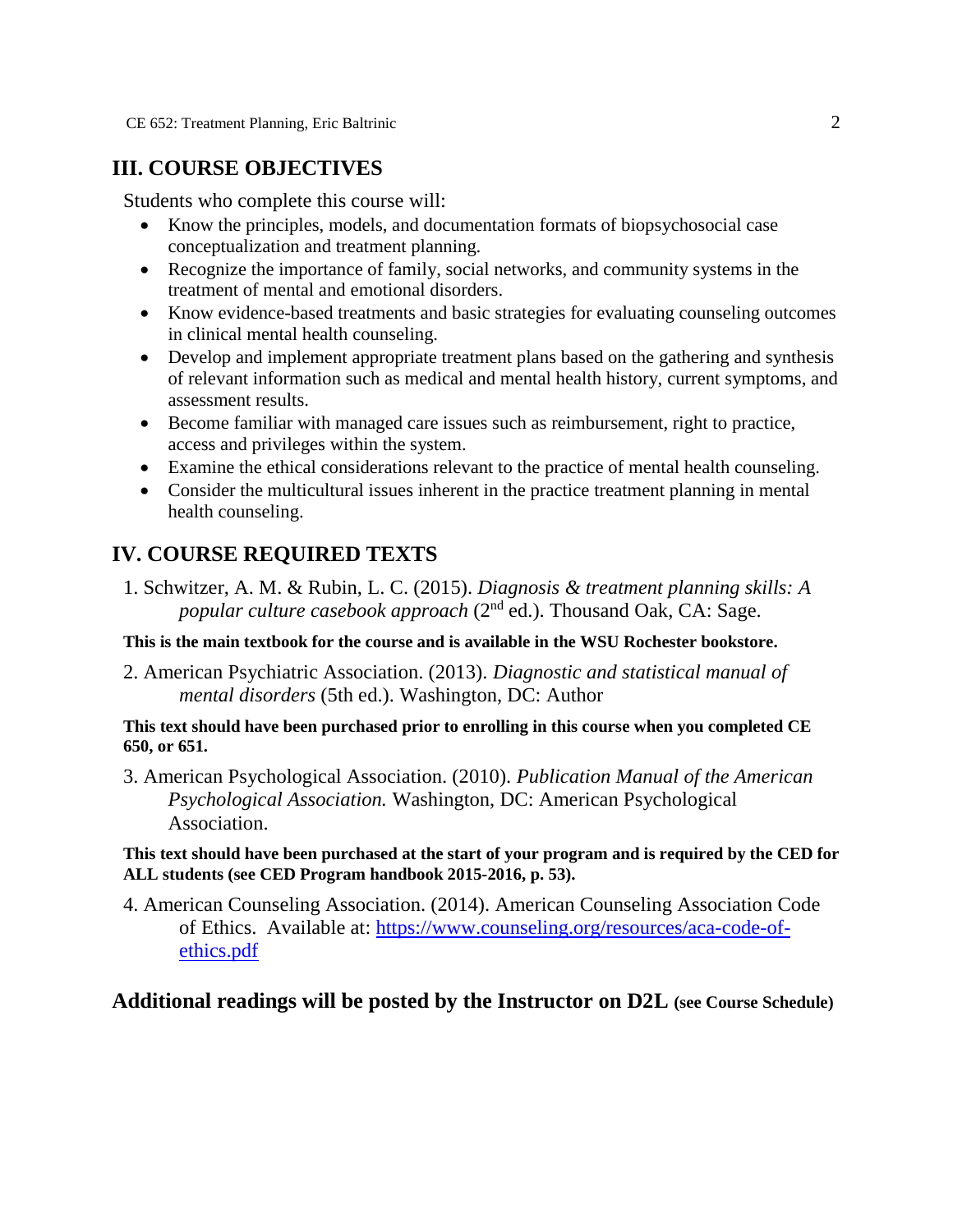## III. COURSE OBJECTIVES

Students who complete this course will:

- Know the principles, models, and documentation formats of biopsychosocial case conceptualization and treatment planning.
- Recognize the importance of family, social networks, and community systems in the treatment of mental and emotional disorders.
- Know evidence-based treatments and basic strategies for evaluating counseling outcomes in clinical mental health counseling.
- Develop and implement appropriate treatment plans based on the gathering and synthesis of relevant information such as medical and mental health history, current symptoms, and assessment results.
- Become familiar with managed care issues such as reimbursement, right to practice, access and privileges within the system.
- Examine the ethical considerations relevant to the practice of mental health counseling.
- Consider the multicultural issues inherent in the practice treatment planning in mental health counseling.

## IV. COURSE REQUIRED TEXTS

1. Schwitzer, A. M. & Rubin, L. C. (2015). *Diagnosis & treatment planning skills: A popular culture casebook approach* (2nd ed.). Thousand Oak, CA: Sage.

**This is the main textbook for the course and is available in the WSU Rochester bookstore.**

2. American Psychiatric Association. (2013). *Diagnostic and statistical manual of mental disorders* (5th ed.). Washington, DC: Author

**This text should have been purchased prior to enrolling in this course when you completed CE 650, or 651.**

3. American Psychological Association. (2010). *Publication Manual of the American Psychological Association.* Washington, DC: American Psychological Association.

**This text should have been purchased at the start of your program and is required by the CED for ALL students (see CED Program handbook 2015-2016, p. 53).**

4. American Counseling Association. (2014). American Counseling Association Code of Ethics. Available at: [https://www.counseling.org/resources/aca-code-of-ethics.pdf](https://www.counseling.org/resources/aca-code-of-ethics.pdf)

**Additional readings will be posted by the Instructor on D2L (see Course Schedule)**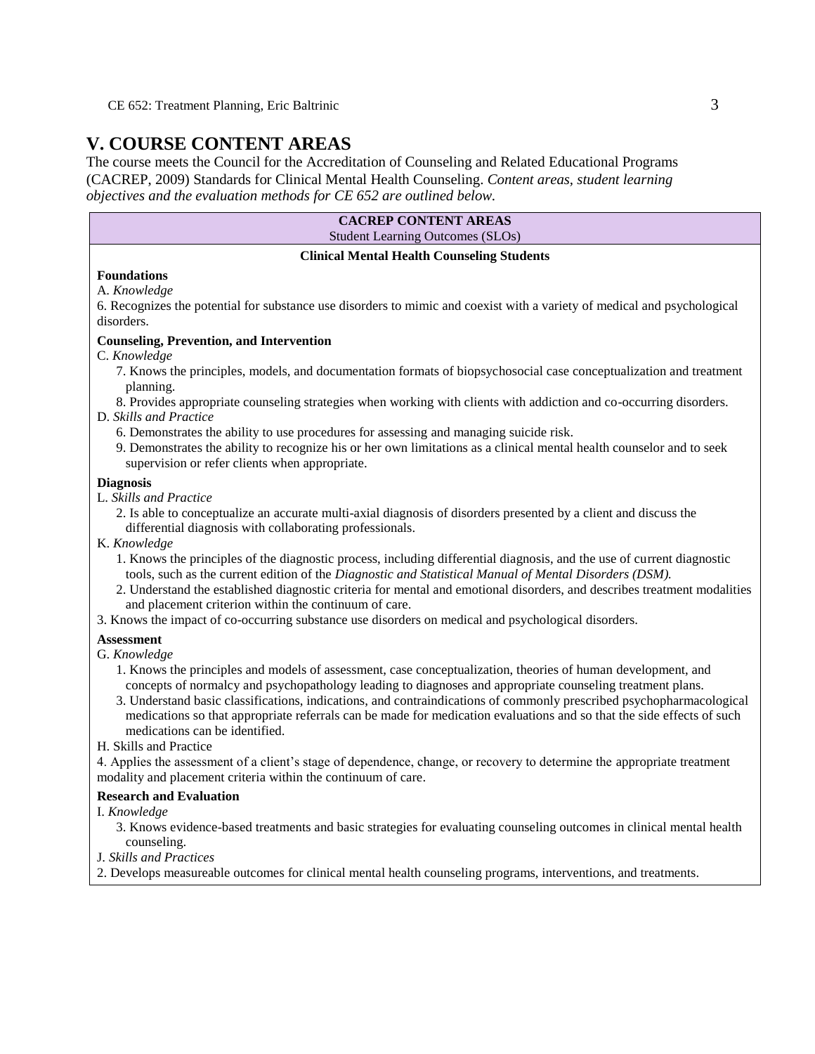## V. COURSE CONTENT AREAS

The course meets the Council for the Accreditation of Counseling and Related Educational Programs (CACREP, 2009) Standards for Clinical Mental Health Counseling. *Content areas, student learning objectives and the evaluation methods for CE 652 are outlined below.*

**CACREP CONTENT AREAS**
Student Learning Outcomes (SLOs)

**Clinical Mental Health Counseling Students**

**Foundations**

A. *Knowledge*

6. Recognizes the potential for substance use disorders to mimic and coexist with a variety of medical and psychological disorders.

**Counseling, Prevention, and Intervention**

C. *Knowledge*

7. Knows the principles, models, and documentation formats of biopsychosocial case conceptualization and treatment planning.
8. Provides appropriate counseling strategies when working with clients with addiction and co-occurring disorders.

D. *Skills and Practice*

6. Demonstrates the ability to use procedures for assessing and managing suicide risk.
9. Demonstrates the ability to recognize his or her own limitations as a clinical mental health counselor and to seek supervision or refer clients when appropriate.

**Diagnosis**

L. *Skills and Practice*

2. Is able to conceptualize an accurate multi-axial diagnosis of disorders presented by a client and discuss the differential diagnosis with collaborating professionals.

K. *Knowledge*

1. Knows the principles of the diagnostic process, including differential diagnosis, and the use of current diagnostic tools, such as the current edition of the *Diagnostic and Statistical Manual of Mental Disorders (DSM).*
2. Understand the established diagnostic criteria for mental and emotional disorders, and describes treatment modalities and placement criterion within the continuum of care.
3. Knows the impact of co-occurring substance use disorders on medical and psychological disorders.

**Assessment**

G. *Knowledge*

1. Knows the principles and models of assessment, case conceptualization, theories of human development, and concepts of normalcy and psychopathology leading to diagnoses and appropriate counseling treatment plans.
3. Understand basic classifications, indications, and contraindications of commonly prescribed psychopharmacological medications so that appropriate referrals can be made for medication evaluations and so that the side effects of such medications can be identified.

H. Skills and Practice

4. Applies the assessment of a client's stage of dependence, change, or recovery to determine the appropriate treatment modality and placement criteria within the continuum of care.

**Research and Evaluation**

I. *Knowledge*

3. Knows evidence-based treatments and basic strategies for evaluating counseling outcomes in clinical mental health counseling.

J. *Skills and Practices*

2. Develops measureable outcomes for clinical mental health counseling programs, interventions, and treatments.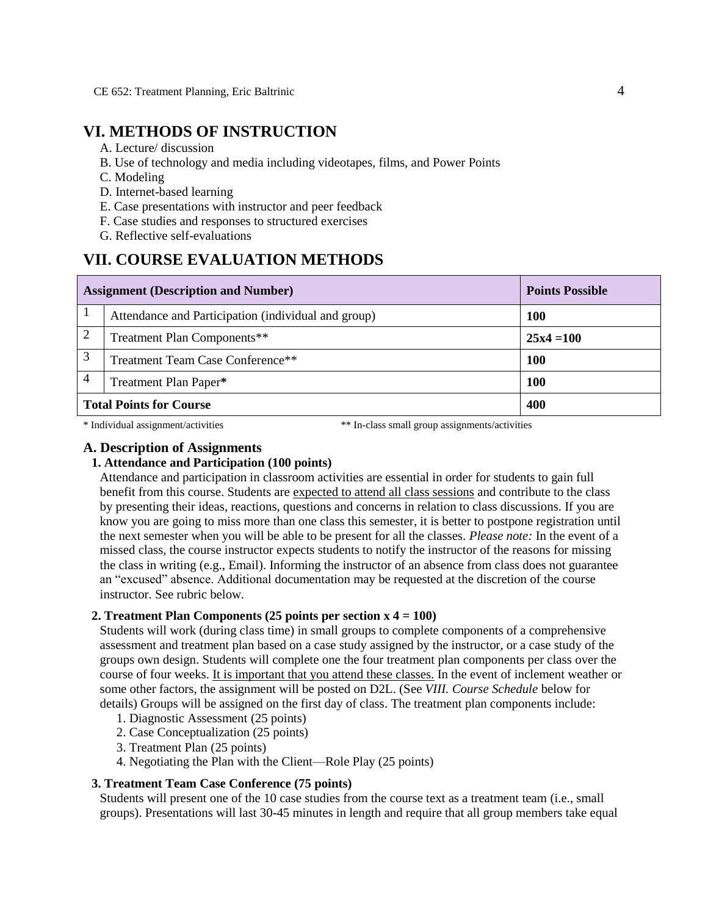## VI. METHODS OF INSTRUCTION

A. Lecture/ discussion
B. Use of technology and media including videotapes, films, and Power Points
C. Modeling
D. Internet-based learning
E. Case presentations with instructor and peer feedback
F. Case studies and responses to structured exercises
G. Reflective self-evaluations

## VII. COURSE EVALUATION METHODS

| Assignment (Description and Number) | | Points Possible |
|---|---|---|
| 1 | Attendance and Participation (individual and group) | **100** |
| 2 | Treatment Plan Components** | **25x4 =100** |
| 3 | Treatment Team Case Conference** | **100** |
| 4 | Treatment Plan Paper* | **100** |
| **Total Points for Course** | | **400** |

\* Individual assignment/activities    ** In-class small group assignments/activities

### A. Description of Assignments

**1. Attendance and Participation (100 points)**

Attendance and participation in classroom activities are essential in order for students to gain full benefit from this course. Students are <u>expected to attend all class sessions</u> and contribute to the class by presenting their ideas, reactions, questions and concerns in relation to class discussions. If you are know you are going to miss more than one class this semester, it is better to postpone registration until the next semester when you will be able to be present for all the classes. *Please note:* In the event of a missed class, the course instructor expects students to notify the instructor of the reasons for missing the class in writing (e.g., Email). Informing the instructor of an absence from class does not guarantee an "excused" absence. Additional documentation may be requested at the discretion of the course instructor. See rubric below.

**2. Treatment Plan Components (25 points per section x 4 = 100)**

Students will work (during class time) in small groups to complete components of a comprehensive assessment and treatment plan based on a case study assigned by the instructor, or a case study of the groups own design. Students will complete one the four treatment plan components per class over the course of four weeks. <u>It is important that you attend these classes.</u> In the event of inclement weather or some other factors, the assignment will be posted on D2L. (See *VIII. Course Schedule* below for details) Groups will be assigned on the first day of class. The treatment plan components include:

1. Diagnostic Assessment (25 points)
2. Case Conceptualization (25 points)
3. Treatment Plan (25 points)
4. Negotiating the Plan with the Client—Role Play (25 points)

**3. Treatment Team Case Conference (75 points)**

Students will present one of the 10 case studies from the course text as a treatment team (i.e., small groups). Presentations will last 30-45 minutes in length and require that all group members take equal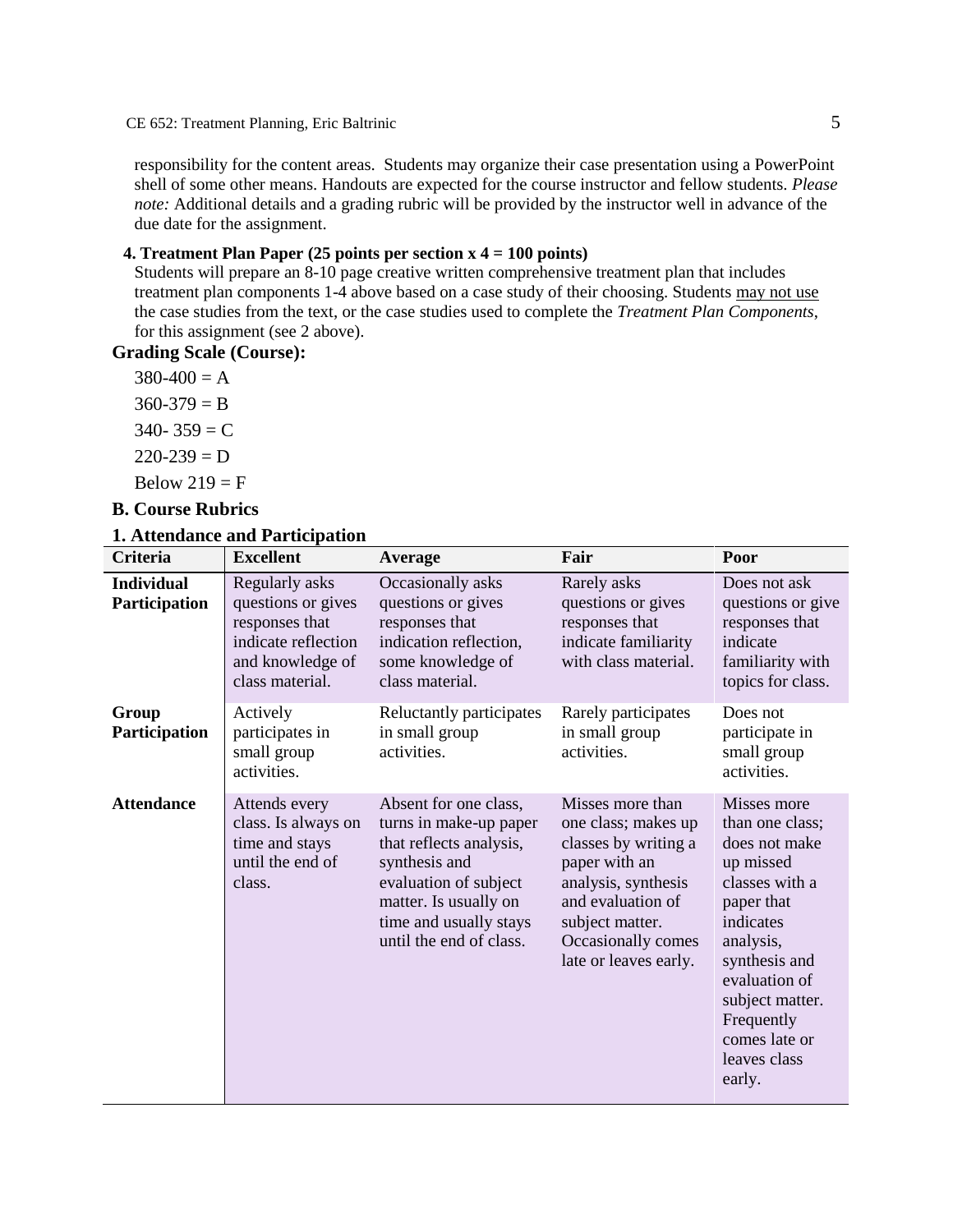responsibility for the content areas. Students may organize their case presentation using a PowerPoint shell of some other means. Handouts are expected for the course instructor and fellow students. *Please note:* Additional details and a grading rubric will be provided by the instructor well in advance of the due date for the assignment.

**4. Treatment Plan Paper (25 points per section x 4 = 100 points)**

Students will prepare an 8-10 page creative written comprehensive treatment plan that includes treatment plan components 1-4 above based on a case study of their choosing. Students may not use the case studies from the text, or the case studies used to complete the *Treatment Plan Components*, for this assignment (see 2 above).

**Grading Scale (Course):**

380-400 = A

360-379 = B

340- 359 = C

220-239 = D

Below 219 = F

## B. Course Rubrics

### 1. Attendance and Participation

| Criteria | Excellent | Average | Fair | Poor |
|---|---|---|---|---|
| **Individual Participation** | Regularly asks questions or gives responses that indicate reflection and knowledge of class material. | Occasionally asks questions or gives responses that indication reflection, some knowledge of class material. | Rarely asks questions or gives responses that indicate familiarity with class material. | Does not ask questions or give responses that indicate familiarity with topics for class. |
| **Group Participation** | Actively participates in small group activities. | Reluctantly participates in small group activities. | Rarely participates in small group activities. | Does not participate in small group activities. |
| **Attendance** | Attends every class. Is always on time and stays until the end of class. | Absent for one class, turns in make-up paper that reflects analysis, synthesis and evaluation of subject matter. Is usually on time and usually stays until the end of class. | Misses more than one class; makes up classes by writing a paper with an analysis, synthesis and evaluation of subject matter. Occasionally comes late or leaves early. | Misses more than one class; does not make up missed classes with a paper that indicates analysis, synthesis and evaluation of subject matter. Frequently comes late or leaves class early. |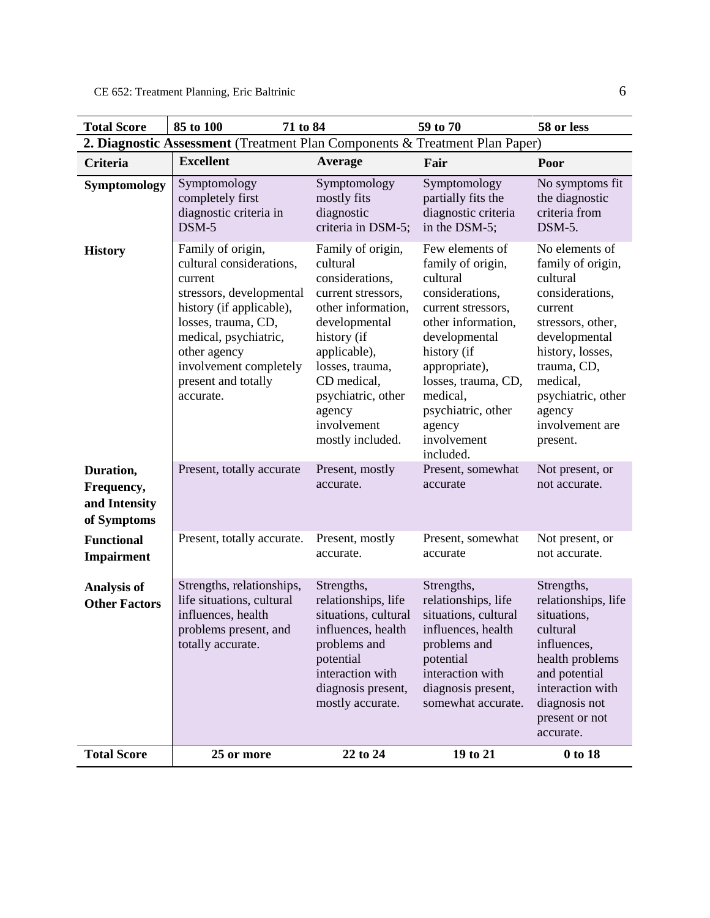| Total Score | 85 to 100 | 71 to 84 | 59 to 70 | 58 or less |
|---|---|---|---|---|

**2. Diagnostic Assessment** (Treatment Plan Components & Treatment Plan Paper)

| Criteria | Excellent | Average | Fair | Poor |
|---|---|---|---|---|
| **Symptomology** | Symptomology completely first diagnostic criteria in DSM-5 | Symptomology mostly fits diagnostic criteria in DSM-5; | Symptomology partially fits the diagnostic criteria in the DSM-5; | No symptoms fit the diagnostic criteria from DSM-5. |
| **History** | Family of origin, cultural considerations, current stressors, developmental history (if applicable), losses, trauma, CD, medical, psychiatric, other agency involvement completely present and totally accurate. | Family of origin, cultural considerations, current stressors, other information, developmental history (if applicable), losses, trauma, CD medical, psychiatric, other agency involvement mostly included. | Few elements of family of origin, cultural considerations, current stressors, other information, developmental history (if appropriate), losses, trauma, CD, medical, psychiatric, other agency involvement included. | No elements of family of origin, cultural considerations, current stressors, other, developmental history, losses, trauma, CD, medical, psychiatric, other agency involvement are present. |
| **Duration, Frequency, and Intensity of Symptoms** | Present, totally accurate | Present, mostly accurate. | Present, somewhat accurate | Not present, or not accurate. |
| **Functional Impairment** | Present, totally accurate. | Present, mostly accurate. | Present, somewhat accurate | Not present, or not accurate. |
| **Analysis of Other Factors** | Strengths, relationships, life situations, cultural influences, health problems present, and totally accurate. | Strengths, relationships, life situations, cultural influences, health problems and potential interaction with diagnosis present, mostly accurate. | Strengths, relationships, life situations, cultural influences, health problems and potential interaction with diagnosis present, somewhat accurate. | Strengths, relationships, life situations, cultural influences, health problems and potential interaction with diagnosis not present or not accurate. |
| **Total Score** | **25 or more** | **22 to 24** | **19 to 21** | **0 to 18** |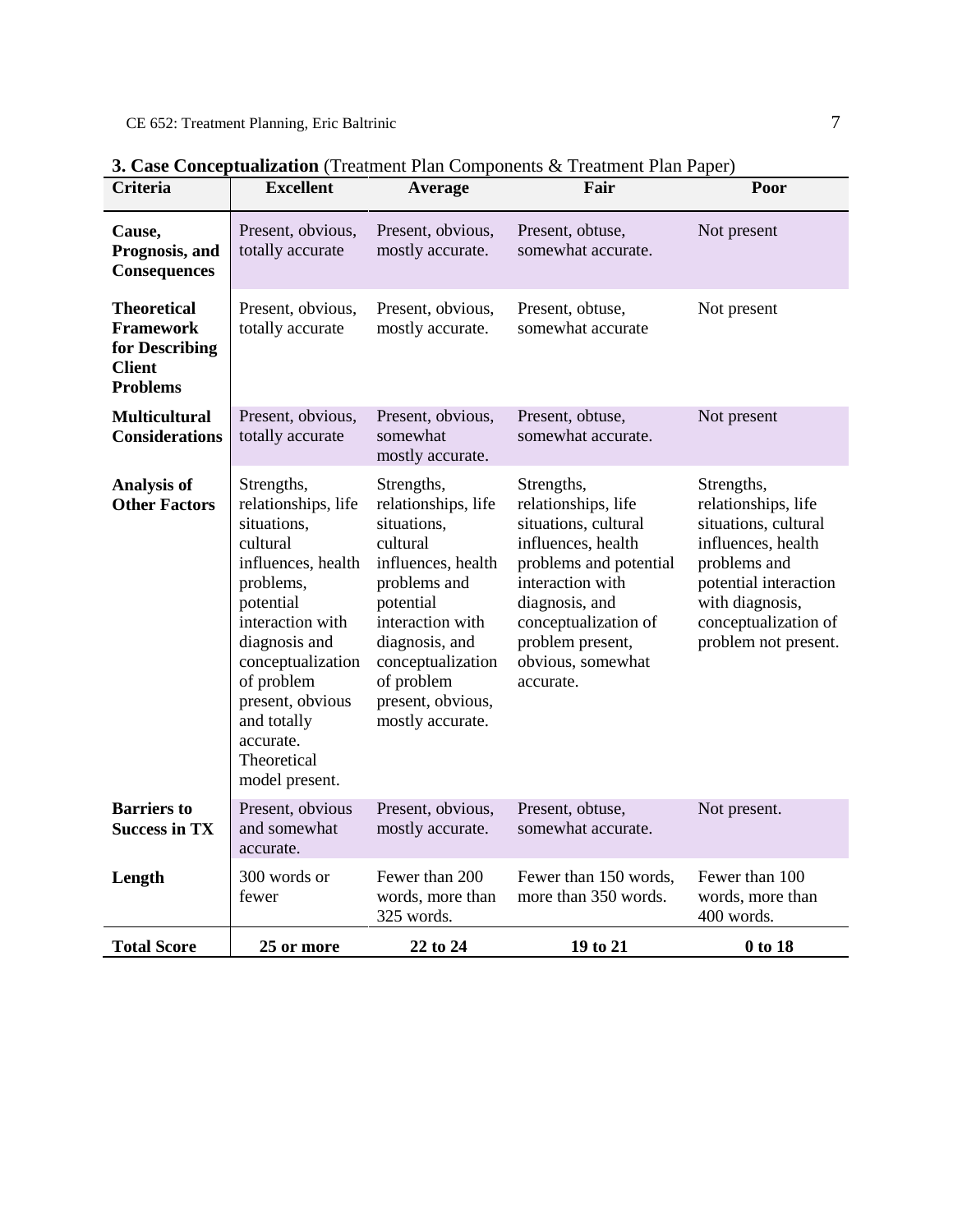**3. Case Conceptualization** (Treatment Plan Components & Treatment Plan Paper)

| Criteria | Excellent | Average | Fair | Poor |
| --- | --- | --- | --- | --- |
| **Cause, Prognosis, and Consequences** | Present, obvious, totally accurate | Present, obvious, mostly accurate. | Present, obtuse, somewhat accurate. | Not present |
| **Theoretical Framework for Describing Client Problems** | Present, obvious, totally accurate | Present, obvious, mostly accurate. | Present, obtuse, somewhat accurate | Not present |
| **Multicultural Considerations** | Present, obvious, totally accurate | Present, obvious, somewhat mostly accurate. | Present, obtuse, somewhat accurate. | Not present |
| **Analysis of Other Factors** | Strengths, relationships, life situations, cultural influences, health problems, potential interaction with diagnosis and conceptualization of problem present, obvious and totally accurate. Theoretical model present. | Strengths, relationships, life situations, cultural influences, health problems and potential interaction with diagnosis, and conceptualization of problem present, obvious, mostly accurate. | Strengths, relationships, life situations, cultural influences, health problems and potential interaction with diagnosis, and conceptualization of problem present, obvious, somewhat accurate. | Strengths, relationships, life situations, cultural influences, health problems and potential interaction with diagnosis, conceptualization of problem not present. |
| **Barriers to Success in TX** | Present, obvious and somewhat accurate. | Present, obvious, mostly accurate. | Present, obtuse, somewhat accurate. | Not present. |
| **Length** | 300 words or fewer | Fewer than 200 words, more than 325 words. | Fewer than 150 words, more than 350 words. | Fewer than 100 words, more than 400 words. |
| **Total Score** | **25 or more** | **22 to 24** | **19 to 21** | **0 to 18** |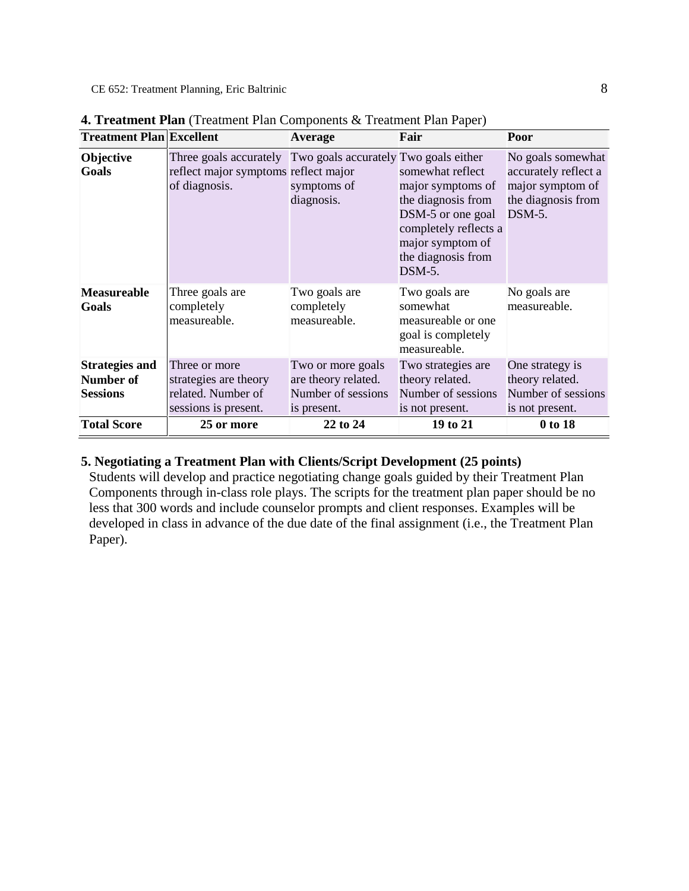**4. Treatment Plan** (Treatment Plan Components & Treatment Plan Paper)

| Treatment Plan | Excellent | Average | Fair | Poor |
|---|---|---|---|---|
| **Objective Goals** | Three goals accurately reflect major symptoms of diagnosis. | Two goals accurately reflect major symptoms of diagnosis. | Two goals either somewhat reflect major symptoms of the diagnosis from DSM-5 or one goal completely reflects a major symptom of the diagnosis from DSM-5. | No goals somewhat accurately reflect a major symptom of the diagnosis from DSM-5. |
| **Measureable Goals** | Three goals are completely measureable. | Two goals are completely measureable. | Two goals are somewhat measureable or one goal is completely measureable. | No goals are measureable. |
| **Strategies and Number of Sessions** | Three or more strategies are theory related. Number of sessions is present. | Two or more goals are theory related. Number of sessions is present. | Two strategies are theory related. Number of sessions is not present. | One strategy is theory related. Number of sessions is not present. |
| **Total Score** | **25 or more** | **22 to 24** | **19 to 21** | **0 to 18** |

**5. Negotiating a Treatment Plan with Clients/Script Development (25 points)**

Students will develop and practice negotiating change goals guided by their Treatment Plan Components through in-class role plays. The scripts for the treatment plan paper should be no less that 300 words and include counselor prompts and client responses. Examples will be developed in class in advance of the due date of the final assignment (i.e., the Treatment Plan Paper).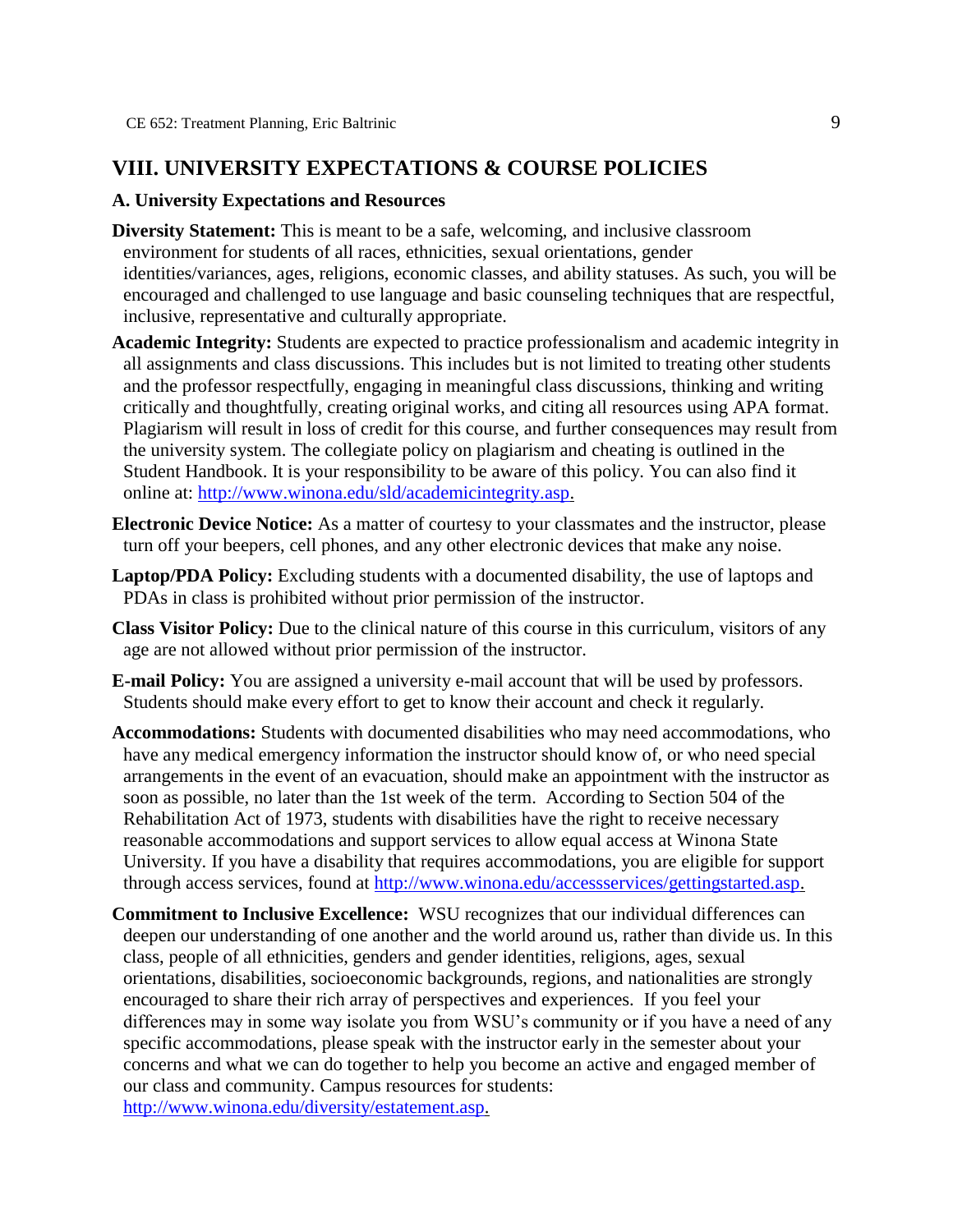## VIII. UNIVERSITY EXPECTATIONS & COURSE POLICIES

### A. University Expectations and Resources

**Diversity Statement:** This is meant to be a safe, welcoming, and inclusive classroom environment for students of all races, ethnicities, sexual orientations, gender identities/variances, ages, religions, economic classes, and ability statuses. As such, you will be encouraged and challenged to use language and basic counseling techniques that are respectful, inclusive, representative and culturally appropriate.

**Academic Integrity:** Students are expected to practice professionalism and academic integrity in all assignments and class discussions. This includes but is not limited to treating other students and the professor respectfully, engaging in meaningful class discussions, thinking and writing critically and thoughtfully, creating original works, and citing all resources using APA format. Plagiarism will result in loss of credit for this course, and further consequences may result from the university system. The collegiate policy on plagiarism and cheating is outlined in the Student Handbook. It is your responsibility to be aware of this policy. You can also find it online at: http://www.winona.edu/sld/academicintegrity.asp.

**Electronic Device Notice:** As a matter of courtesy to your classmates and the instructor, please turn off your beepers, cell phones, and any other electronic devices that make any noise.

**Laptop/PDA Policy:** Excluding students with a documented disability, the use of laptops and PDAs in class is prohibited without prior permission of the instructor.

**Class Visitor Policy:** Due to the clinical nature of this course in this curriculum, visitors of any age are not allowed without prior permission of the instructor.

**E-mail Policy:** You are assigned a university e-mail account that will be used by professors. Students should make every effort to get to know their account and check it regularly.

**Accommodations:** Students with documented disabilities who may need accommodations, who have any medical emergency information the instructor should know of, or who need special arrangements in the event of an evacuation, should make an appointment with the instructor as soon as possible, no later than the 1st week of the term. According to Section 504 of the Rehabilitation Act of 1973, students with disabilities have the right to receive necessary reasonable accommodations and support services to allow equal access at Winona State University. If you have a disability that requires accommodations, you are eligible for support through access services, found at http://www.winona.edu/accessservices/gettingstarted.asp.

**Commitment to Inclusive Excellence:** WSU recognizes that our individual differences can deepen our understanding of one another and the world around us, rather than divide us. In this class, people of all ethnicities, genders and gender identities, religions, ages, sexual orientations, disabilities, socioeconomic backgrounds, regions, and nationalities are strongly encouraged to share their rich array of perspectives and experiences. If you feel your differences may in some way isolate you from WSU's community or if you have a need of any specific accommodations, please speak with the instructor early in the semester about your concerns and what we can do together to help you become an active and engaged member of our class and community. Campus resources for students: http://www.winona.edu/diversity/estatement.asp.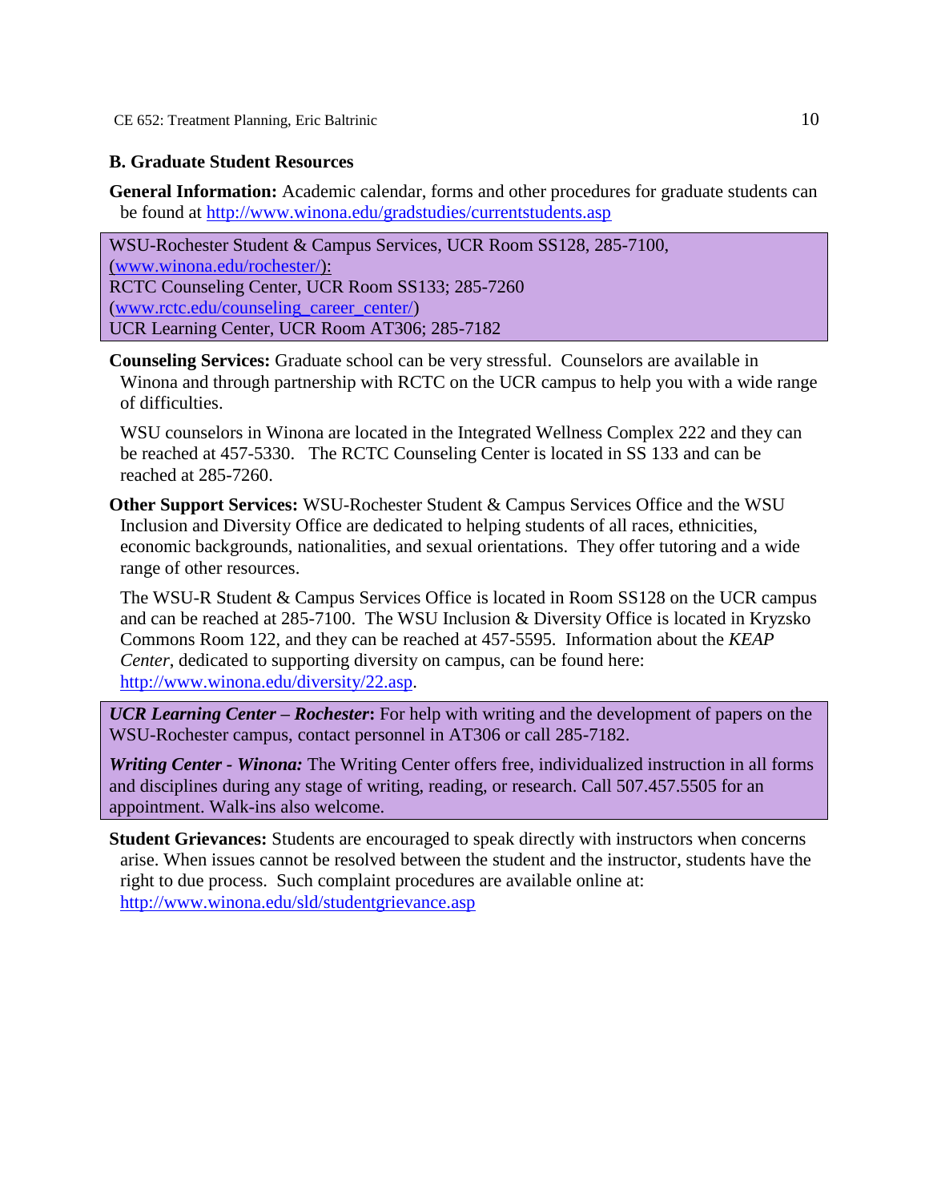### B. Graduate Student Resources

**General Information:** Academic calendar, forms and other procedures for graduate students can be found at http://www.winona.edu/gradstudies/currentstudents.asp

WSU-Rochester Student & Campus Services, UCR Room SS128, 285-7100, (www.winona.edu/rochester/):
RCTC Counseling Center, UCR Room SS133; 285-7260 (www.rctc.edu/counseling_career_center/)
UCR Learning Center, UCR Room AT306; 285-7182

**Counseling Services:** Graduate school can be very stressful. Counselors are available in Winona and through partnership with RCTC on the UCR campus to help you with a wide range of difficulties.

WSU counselors in Winona are located in the Integrated Wellness Complex 222 and they can be reached at 457-5330. The RCTC Counseling Center is located in SS 133 and can be reached at 285-7260.

**Other Support Services:** WSU-Rochester Student & Campus Services Office and the WSU Inclusion and Diversity Office are dedicated to helping students of all races, ethnicities, economic backgrounds, nationalities, and sexual orientations. They offer tutoring and a wide range of other resources.

The WSU-R Student & Campus Services Office is located in Room SS128 on the UCR campus and can be reached at 285-7100. The WSU Inclusion & Diversity Office is located in Kryzsko Commons Room 122, and they can be reached at 457-5595. Information about the *KEAP Center*, dedicated to supporting diversity on campus, can be found here: http://www.winona.edu/diversity/22.asp.

***UCR Learning Center – Rochester*:** For help with writing and the development of papers on the WSU-Rochester campus, contact personnel in AT306 or call 285-7182.

***Writing Center - Winona:*** The Writing Center offers free, individualized instruction in all forms and disciplines during any stage of writing, reading, or research. Call 507.457.5505 for an appointment. Walk-ins also welcome.

**Student Grievances:** Students are encouraged to speak directly with instructors when concerns arise. When issues cannot be resolved between the student and the instructor, students have the right to due process. Such complaint procedures are available online at: http://www.winona.edu/sld/studentgrievance.asp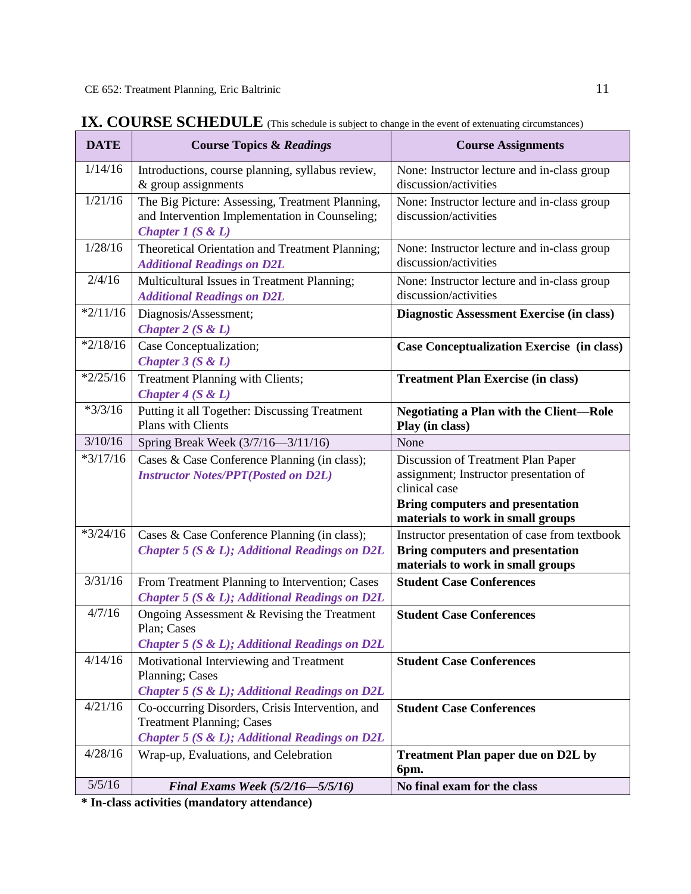## IX. COURSE SCHEDULE (This schedule is subject to change in the event of extenuating circumstances)

| DATE | Course Topics & *Readings* | Course Assignments |
|---|---|---|
| 1/14/16 | Introductions, course planning, syllabus review, & group assignments | None: Instructor lecture and in-class group discussion/activities |
| 1/21/16 | The Big Picture: Assessing, Treatment Planning, and Intervention Implementation in Counseling; ***Chapter 1 (S & L)*** | None: Instructor lecture and in-class group discussion/activities |
| 1/28/16 | Theoretical Orientation and Treatment Planning; ***Additional Readings on D2L*** | None: Instructor lecture and in-class group discussion/activities |
| 2/4/16 | Multicultural Issues in Treatment Planning; ***Additional Readings on D2L*** | None: Instructor lecture and in-class group discussion/activities |
| *2/11/16 | Diagnosis/Assessment; ***Chapter 2 (S & L)*** | **Diagnostic Assessment Exercise (in class)** |
| *2/18/16 | Case Conceptualization; ***Chapter 3 (S & L)*** | **Case Conceptualization Exercise (in class)** |
| *2/25/16 | Treatment Planning with Clients; ***Chapter 4 (S & L)*** | **Treatment Plan Exercise (in class)** |
| *3/3/16 | Putting it all Together: Discussing Treatment Plans with Clients | **Negotiating a Plan with the Client—Role Play (in class)** |
| 3/10/16 | Spring Break Week (3/7/16—3/11/16) | None |
| *3/17/16 | Cases & Case Conference Planning (in class); ***Instructor Notes/PPT(Posted on D2L)*** | Discussion of Treatment Plan Paper assignment; Instructor presentation of clinical case **Bring computers and presentation materials to work in small groups** |
| *3/24/16 | Cases & Case Conference Planning (in class); ***Chapter 5 (S & L); Additional Readings on D2L*** | Instructor presentation of case from textbook **Bring computers and presentation materials to work in small groups** |
| 3/31/16 | From Treatment Planning to Intervention; Cases ***Chapter 5 (S & L); Additional Readings on D2L*** | **Student Case Conferences** |
| 4/7/16 | Ongoing Assessment & Revising the Treatment Plan; Cases ***Chapter 5 (S & L); Additional Readings on D2L*** | **Student Case Conferences** |
| 4/14/16 | Motivational Interviewing and Treatment Planning; Cases ***Chapter 5 (S & L); Additional Readings on D2L*** | **Student Case Conferences** |
| 4/21/16 | Co-occurring Disorders, Crisis Intervention, and Treatment Planning; Cases ***Chapter 5 (S & L); Additional Readings on D2L*** | **Student Case Conferences** |
| 4/28/16 | Wrap-up, Evaluations, and Celebration | **Treatment Plan paper due on D2L by 6pm.** |
| 5/5/16 | ***Final Exams Week (5/2/16—5/5/16)*** | **No final exam for the class** |

**\* In-class activities (mandatory attendance)**